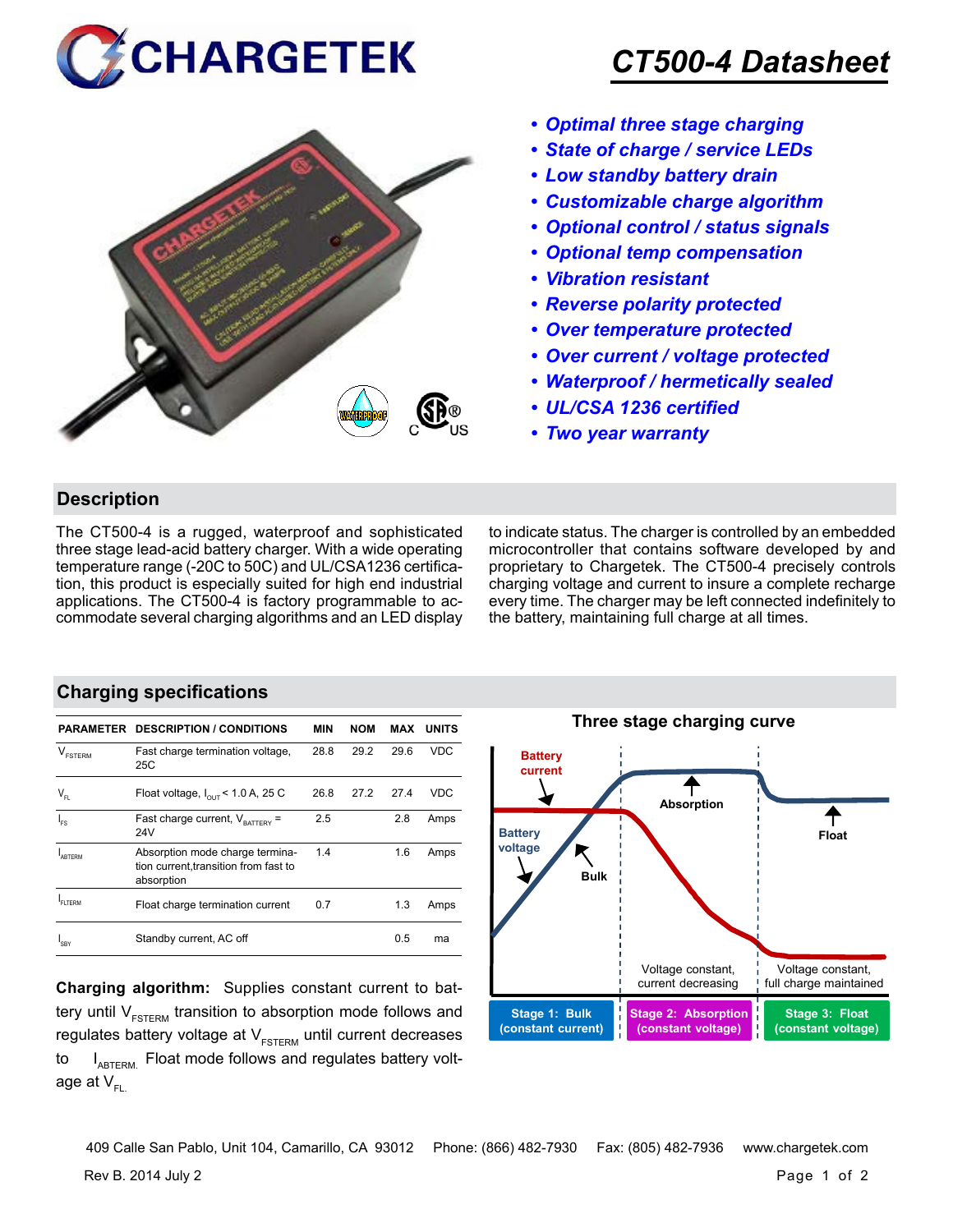# CHARGETEK

# CT500-4 Datasheet

- ***Optimal three stage charging***
- ***State of charge / service LEDs***
- ***Low standby battery drain***
- ***Customizable charge algorithm***
- ***Optional control / status signals***
- ***Optional temp compensation***
- ***Vibration resistant***
- ***Reverse polarity protected***
- ***Over temperature protected***
- ***Over current / voltage protected***
- ***Waterproof / hermetically sealed***
- ***UL/CSA 1236 certified***
- ***Two year warranty***

## Description

The CT500-4 is a rugged, waterproof and sophisticated three stage lead-acid battery charger. With a wide operating temperature range (-20C to 50C) and UL/CSA1236 certification, this product is especially suited for high end industrial applications. The CT500-4 is factory programmable to accommodate several charging algorithms and an LED display to indicate status. The charger is controlled by an embedded microcontroller that contains software developed by and proprietary to Chargetek. The CT500-4 precisely controls charging voltage and current to insure a complete recharge every time. The charger may be left connected indefinitely to the battery, maintaining full charge at all times.

## Charging specifications

| PARAMETER | DESCRIPTION / CONDITIONS | MIN | NOM | MAX | UNITS |
|---|---|---|---|---|---|
| $V_{FSTERM}$ | Fast charge termination voltage, 25C | 28.8 | 29.2 | 29.6 | VDC |
| $V_{FL}$ | Float voltage, $I_{OUT}$ < 1.0 A, 25 C | 26.8 | 27.2 | 27.4 | VDC |
| $I_{FS}$ | Fast charge current, $V_{BATTERY}$ = 24V | 2.5 | | 2.8 | Amps |
| $I_{ABTERM}$ | Absorption mode charge termination current,transition from fast to absorption | 1.4 | | 1.6 | Amps |
| $I_{FLTERM}$ | Float charge termination current | 0.7 | | 1.3 | Amps |
| $I_{SBY}$ | Standby current, AC off | | | 0.5 | ma |

**Charging algorithm:** Supplies constant current to battery until $V_{FSTERM}$ transition to absorption mode follows and regulates battery voltage at $V_{FSTERM}$ until current decreases to $I_{ABTERM.}$ Float mode follows and regulates battery voltage at $V_{FL.}$

### Three stage charging curve

Battery current · Battery voltage · Bulk · Absorption · Float

Voltage constant, current decreasing · Voltage constant, full charge maintained

**Stage 1: Bulk (constant current)** | **Stage 2: Absorption (constant voltage)** | **Stage 3: Float (constant voltage)**

409 Calle San Pablo, Unit 104, Camarillo, CA 93012 Phone: (866) 482-7930 Fax: (805) 482-7936 www.chargetek.com

Rev B. 2014 July 2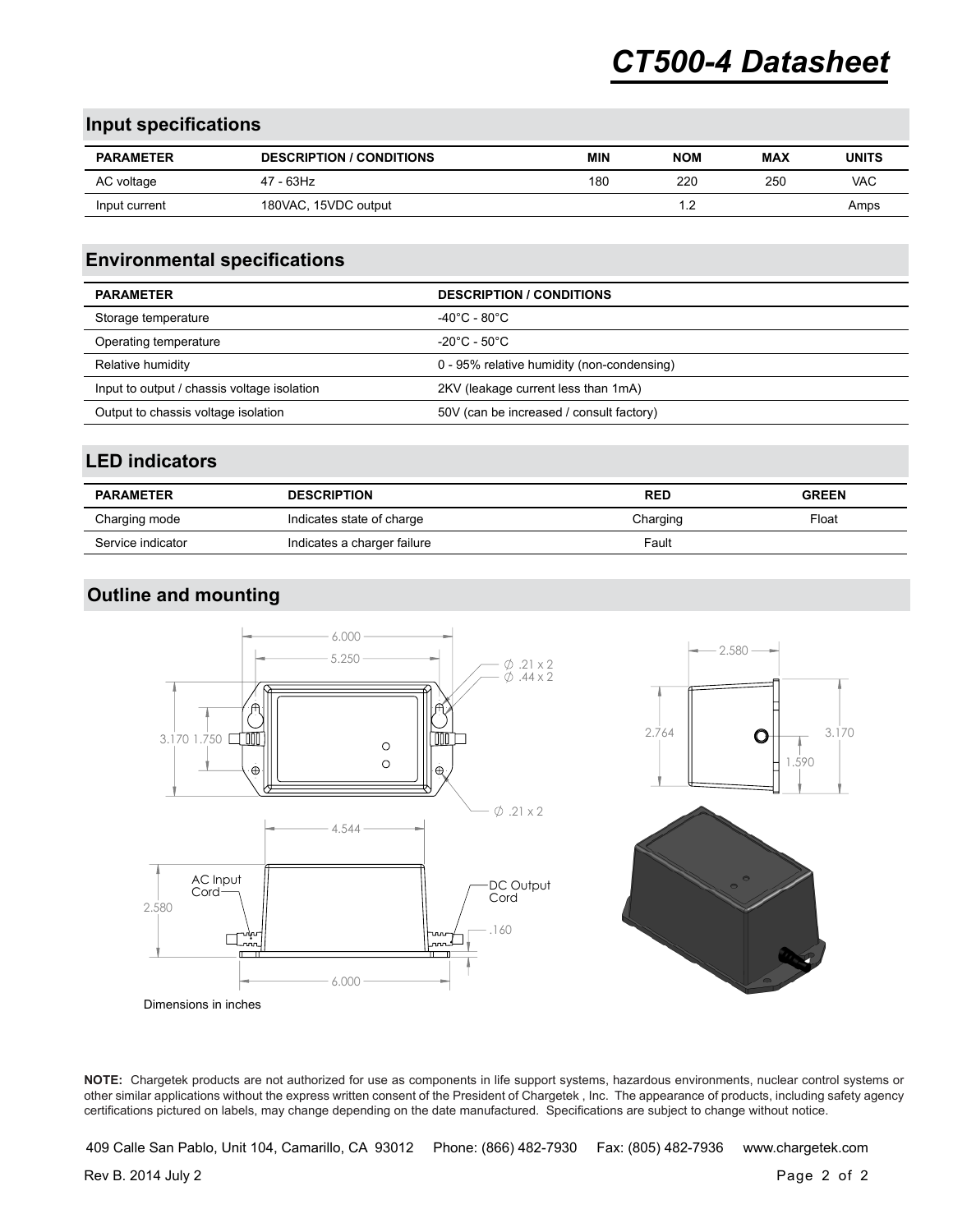# CT500-4 Datasheet

## Input specifications

| PARAMETER | DESCRIPTION / CONDITIONS | MIN | NOM | MAX | UNITS |
|---|---|---|---|---|---|
| AC voltage | 47 - 63Hz | 180 | 220 | 250 | VAC |
| Input current | 180VAC, 15VDC output | | 1.2 | | Amps |

## Environmental specifications

| PARAMETER | DESCRIPTION / CONDITIONS |
|---|---|
| Storage temperature | -40°C - 80°C |
| Operating temperature | -20°C - 50°C |
| Relative humidity | 0 - 95% relative humidity (non-condensing) |
| Input to output / chassis voltage isolation | 2KV (leakage current less than 1mA) |
| Output to chassis voltage isolation | 50V (can be increased / consult factory) |

## LED indicators

| PARAMETER | DESCRIPTION | RED | GREEN |
|---|---|---|---|
| Charging mode | Indicates state of charge | Charging | Float |
| Service indicator | Indicates a charger failure | Fault | |

## Outline and mounting

6.000
5.250
∅ .21 x 2
∅ .44 x 2
3.170 1.750
∅ .21 x 2
4.544
AC Input Cord
DC Output Cord
2.580
.160
6.000
2.580
2.764
3.170
1.590

Dimensions in inches

**NOTE:** Chargetek products are not authorized for use as components in life support systems, hazardous environments, nuclear control systems or other similar applications without the express written consent of the President of Chargetek , Inc. The appearance of products, including safety agency certifications pictured on labels, may change depending on the date manufactured. Specifications are subject to change without notice.

409 Calle San Pablo, Unit 104, Camarillo, CA 93012 Phone: (866) 482-7930 Fax: (805) 482-7936 www.chargetek.com

Rev B. 2014 July 2